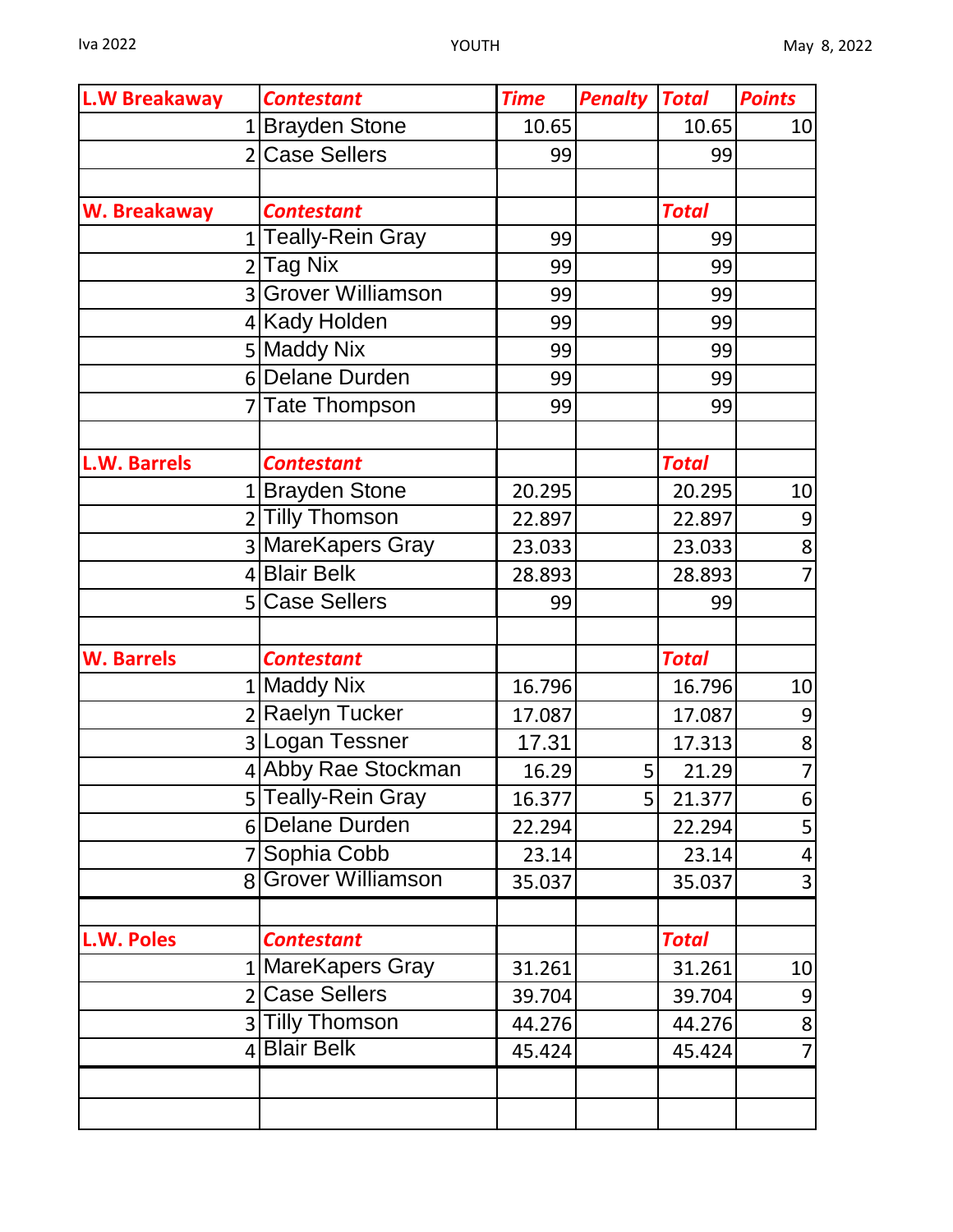Iva 2022 YOUTH May 8, 2022

| L.W Breakaway | Contestant | Time | Penalty | Total | Points |
|---|---|---|---|---|---|
| 1 | Brayden Stone | 10.65 | | 10.65 | 10 |
| 2 | Case Sellers | 99 | | 99 | |
| | | | | | |
| **W. Breakaway** | **Contestant** | | | **Total** | |
| 1 | Teally-Rein Gray | 99 | | 99 | |
| 2 | Tag Nix | 99 | | 99 | |
| 3 | Grover Williamson | 99 | | 99 | |
| 4 | Kady Holden | 99 | | 99 | |
| 5 | Maddy Nix | 99 | | 99 | |
| 6 | Delane Durden | 99 | | 99 | |
| 7 | Tate Thompson | 99 | | 99 | |
| | | | | | |
| **L.W. Barrels** | **Contestant** | | | **Total** | |
| 1 | Brayden Stone | 20.295 | | 20.295 | 10 |
| 2 | Tilly Thomson | 22.897 | | 22.897 | 9 |
| 3 | MareKapers Gray | 23.033 | | 23.033 | 8 |
| 4 | Blair Belk | 28.893 | | 28.893 | 7 |
| 5 | Case Sellers | 99 | | 99 | |
| | | | | | |
| **W. Barrels** | **Contestant** | | | **Total** | |
| 1 | Maddy Nix | 16.796 | | 16.796 | 10 |
| 2 | Raelyn Tucker | 17.087 | | 17.087 | 9 |
| 3 | Logan Tessner | 17.31 | | 17.313 | 8 |
| 4 | Abby Rae Stockman | 16.29 | 5 | 21.29 | 7 |
| 5 | Teally-Rein Gray | 16.377 | 5 | 21.377 | 6 |
| 6 | Delane Durden | 22.294 | | 22.294 | 5 |
| 7 | Sophia Cobb | 23.14 | | 23.14 | 4 |
| 8 | Grover Williamson | 35.037 | | 35.037 | 3 |
| | | | | | |
| **L.W. Poles** | **Contestant** | | | **Total** | |
| 1 | MareKapers Gray | 31.261 | | 31.261 | 10 |
| 2 | Case Sellers | 39.704 | | 39.704 | 9 |
| 3 | Tilly Thomson | 44.276 | | 44.276 | 8 |
| 4 | Blair Belk | 45.424 | | 45.424 | 7 |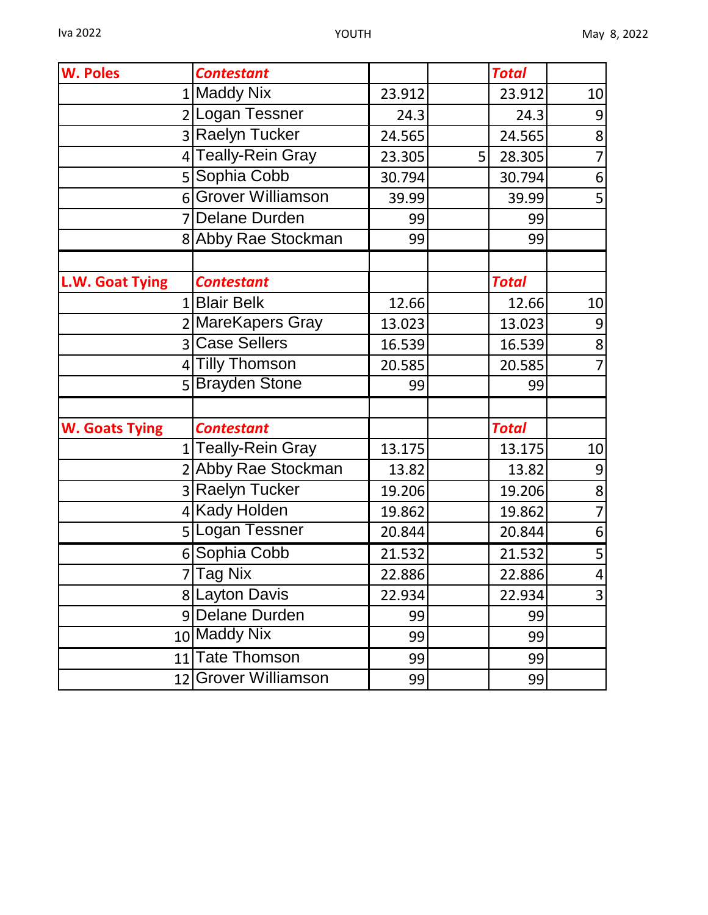| W. Poles | Contestant | | | Total | |
|---|---|---|---|---|---|
| 1 | Maddy Nix | 23.912 | | 23.912 | 10 |
| 2 | Logan Tessner | 24.3 | | 24.3 | 9 |
| 3 | Raelyn Tucker | 24.565 | | 24.565 | 8 |
| 4 | Teally-Rein Gray | 23.305 | 5 | 28.305 | 7 |
| 5 | Sophia Cobb | 30.794 | | 30.794 | 6 |
| 6 | Grover Williamson | 39.99 | | 39.99 | 5 |
| 7 | Delane Durden | 99 | | 99 | |
| 8 | Abby Rae Stockman | 99 | | 99 | |
| | | | | | |
| **L.W. Goat Tying** | **Contestant** | | | **Total** | |
| 1 | Blair Belk | 12.66 | | 12.66 | 10 |
| 2 | MareKapers Gray | 13.023 | | 13.023 | 9 |
| 3 | Case Sellers | 16.539 | | 16.539 | 8 |
| 4 | Tilly Thomson | 20.585 | | 20.585 | 7 |
| 5 | Brayden Stone | 99 | | 99 | |
| | | | | | |
| **W. Goats Tying** | **Contestant** | | | **Total** | |
| 1 | Teally-Rein Gray | 13.175 | | 13.175 | 10 |
| 2 | Abby Rae Stockman | 13.82 | | 13.82 | 9 |
| 3 | Raelyn Tucker | 19.206 | | 19.206 | 8 |
| 4 | Kady Holden | 19.862 | | 19.862 | 7 |
| 5 | Logan Tessner | 20.844 | | 20.844 | 6 |
| 6 | Sophia Cobb | 21.532 | | 21.532 | 5 |
| 7 | Tag Nix | 22.886 | | 22.886 | 4 |
| 8 | Layton Davis | 22.934 | | 22.934 | 3 |
| 9 | Delane Durden | 99 | | 99 | |
| 10 | Maddy Nix | 99 | | 99 | |
| 11 | Tate Thomson | 99 | | 99 | |
| 12 | Grover Williamson | 99 | | 99 | |